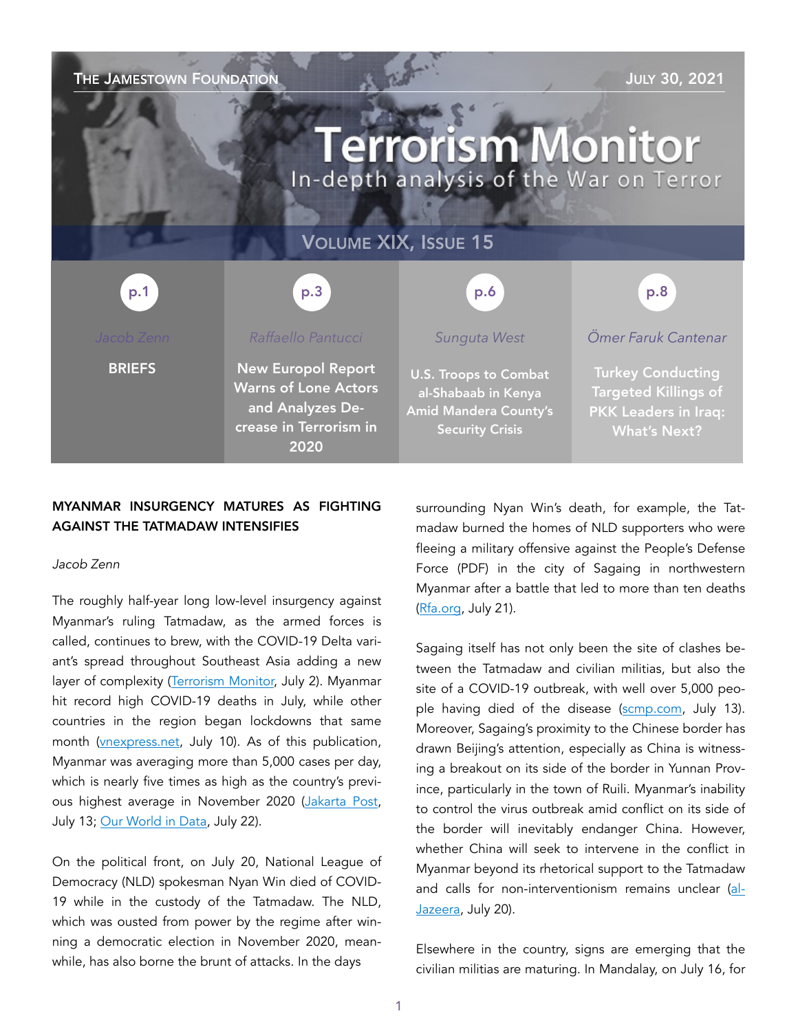The Jamestown Foundation — July 30, 2021

# Terrorism Monitor

In-depth analysis of the War on Terror

Volume XIX, Issue 15

| p.1 | p.3 | p.6 | p.8 |
|---|---|---|---|
| Jacob Zenn | Raffaello Pantucci | Sunguta West | Ömer Faruk Cantenar |
| **BRIEFS** | **New Europol Report Warns of Lone Actors and Analyzes Decrease in Terrorism in 2020** | **U.S. Troops to Combat al-Shabaab in Kenya Amid Mandera County's Security Crisis** | **Turkey Conducting Targeted Killings of PKK Leaders in Iraq: What's Next?** |

## MYANMAR INSURGENCY MATURES AS FIGHTING AGAINST THE TATMADAW INTENSIFIES

*Jacob Zenn*

The roughly half-year long low-level insurgency against Myanmar's ruling Tatmadaw, as the armed forces is called, continues to brew, with the COVID-19 Delta variant's spread throughout Southeast Asia adding a new layer of complexity (Terrorism Monitor, July 2). Myanmar hit record high COVID-19 deaths in July, while other countries in the region began lockdowns that same month (vnexpress.net, July 10). As of this publication, Myanmar was averaging more than 5,000 cases per day, which is nearly five times as high as the country's previous highest average in November 2020 (Jakarta Post, July 13; Our World in Data, July 22).

On the political front, on July 20, National League of Democracy (NLD) spokesman Nyan Win died of COVID-19 while in the custody of the Tatmadaw. The NLD, which was ousted from power by the regime after winning a democratic election in November 2020, meanwhile, has also borne the brunt of attacks. In the days surrounding Nyan Win's death, for example, the Tatmadaw burned the homes of NLD supporters who were fleeing a military offensive against the People's Defense Force (PDF) in the city of Sagaing in northwestern Myanmar after a battle that led to more than ten deaths (Rfa.org, July 21).

Sagaing itself has not only been the site of clashes between the Tatmadaw and civilian militias, but also the site of a COVID-19 outbreak, with well over 5,000 people having died of the disease (scmp.com, July 13). Moreover, Sagaing's proximity to the Chinese border has drawn Beijing's attention, especially as China is witnessing a breakout on its side of the border in Yunnan Province, particularly in the town of Ruili. Myanmar's inability to control the virus outbreak amid conflict on its side of the border will inevitably endanger China. However, whether China will seek to intervene in the conflict in Myanmar beyond its rhetorical support to the Tatmadaw and calls for non-interventionism remains unclear (al-Jazeera, July 20).

Elsewhere in the country, signs are emerging that the civilian militias are maturing. In Mandalay, on July 16, for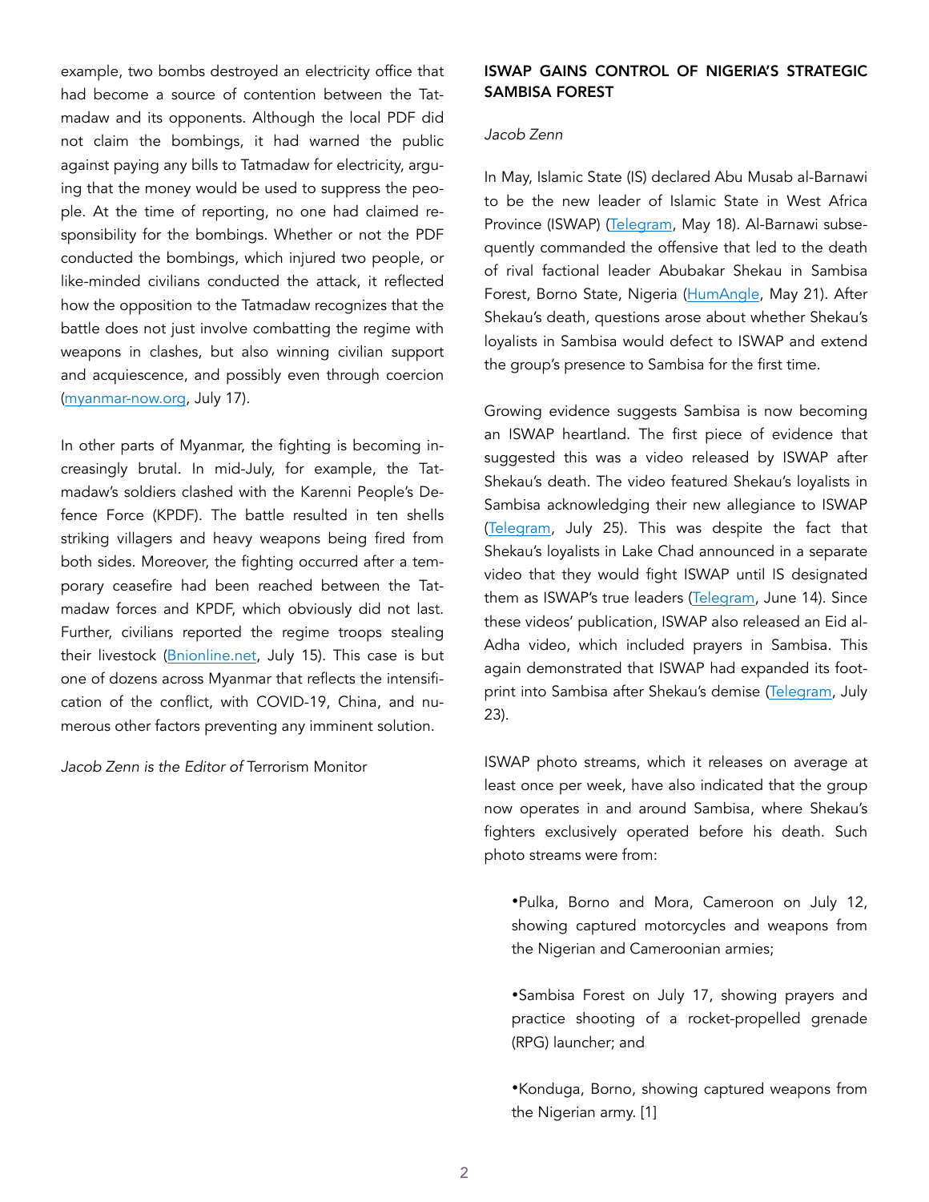example, two bombs destroyed an electricity office that had become a source of contention between the Tatmadaw and its opponents. Although the local PDF did not claim the bombings, it had warned the public against paying any bills to Tatmadaw for electricity, arguing that the money would be used to suppress the people. At the time of reporting, no one had claimed responsibility for the bombings. Whether or not the PDF conducted the bombings, which injured two people, or like-minded civilians conducted the attack, it reflected how the opposition to the Tatmadaw recognizes that the battle does not just involve combatting the regime with weapons in clashes, but also winning civilian support and acquiescence, and possibly even through coercion (myanmar-now.org, July 17).

In other parts of Myanmar, the fighting is becoming increasingly brutal. In mid-July, for example, the Tatmadaw's soldiers clashed with the Karenni People's Defence Force (KPDF). The battle resulted in ten shells striking villagers and heavy weapons being fired from both sides. Moreover, the fighting occurred after a temporary ceasefire had been reached between the Tatmadaw forces and KPDF, which obviously did not last. Further, civilians reported the regime troops stealing their livestock (Bnionline.net, July 15). This case is but one of dozens across Myanmar that reflects the intensification of the conflict, with COVID-19, China, and numerous other factors preventing any imminent solution.

*Jacob Zenn is the Editor of* Terrorism Monitor

## ISWAP GAINS CONTROL OF NIGERIA'S STRATEGIC SAMBISA FOREST

*Jacob Zenn*

In May, Islamic State (IS) declared Abu Musab al-Barnawi to be the new leader of Islamic State in West Africa Province (ISWAP) (Telegram, May 18). Al-Barnawi subsequently commanded the offensive that led to the death of rival factional leader Abubakar Shekau in Sambisa Forest, Borno State, Nigeria (HumAngle, May 21). After Shekau's death, questions arose about whether Shekau's loyalists in Sambisa would defect to ISWAP and extend the group's presence to Sambisa for the first time.

Growing evidence suggests Sambisa is now becoming an ISWAP heartland. The first piece of evidence that suggested this was a video released by ISWAP after Shekau's death. The video featured Shekau's loyalists in Sambisa acknowledging their new allegiance to ISWAP (Telegram, July 25). This was despite the fact that Shekau's loyalists in Lake Chad announced in a separate video that they would fight ISWAP until IS designated them as ISWAP's true leaders (Telegram, June 14). Since these videos' publication, ISWAP also released an Eid al-Adha video, which included prayers in Sambisa. This again demonstrated that ISWAP had expanded its footprint into Sambisa after Shekau's demise (Telegram, July 23).

ISWAP photo streams, which it releases on average at least once per week, have also indicated that the group now operates in and around Sambisa, where Shekau's fighters exclusively operated before his death. Such photo streams were from:

- Pulka, Borno and Mora, Cameroon on July 12, showing captured motorcycles and weapons from the Nigerian and Cameroonian armies;

- Sambisa Forest on July 17, showing prayers and practice shooting of a rocket-propelled grenade (RPG) launcher; and

- Konduga, Borno, showing captured weapons from the Nigerian army. [1]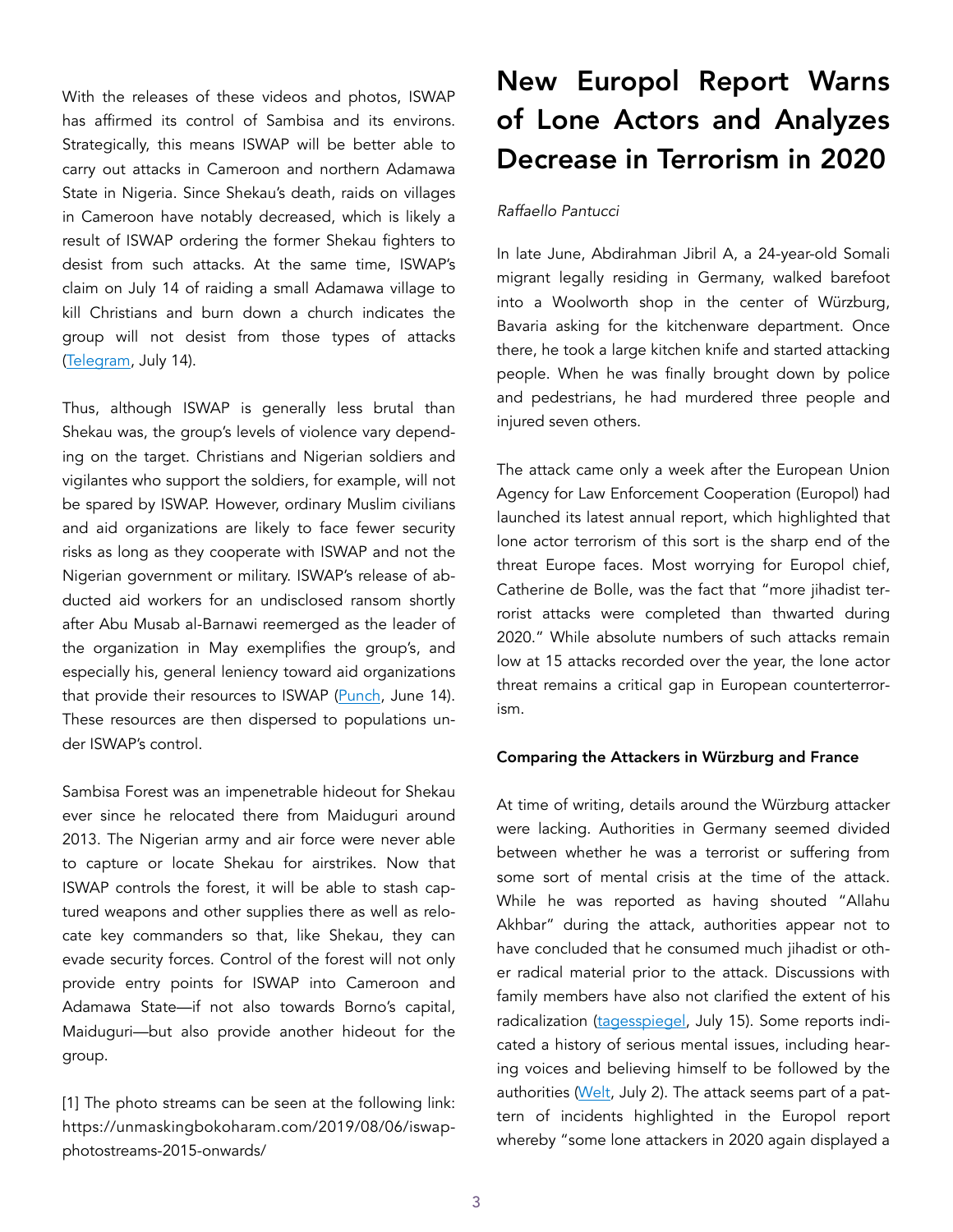With the releases of these videos and photos, ISWAP has affirmed its control of Sambisa and its environs. Strategically, this means ISWAP will be better able to carry out attacks in Cameroon and northern Adamawa State in Nigeria. Since Shekau's death, raids on villages in Cameroon have notably decreased, which is likely a result of ISWAP ordering the former Shekau fighters to desist from such attacks. At the same time, ISWAP's claim on July 14 of raiding a small Adamawa village to kill Christians and burn down a church indicates the group will not desist from those types of attacks (Telegram, July 14).

Thus, although ISWAP is generally less brutal than Shekau was, the group's levels of violence vary depending on the target. Christians and Nigerian soldiers and vigilantes who support the soldiers, for example, will not be spared by ISWAP. However, ordinary Muslim civilians and aid organizations are likely to face fewer security risks as long as they cooperate with ISWAP and not the Nigerian government or military. ISWAP's release of abducted aid workers for an undisclosed ransom shortly after Abu Musab al-Barnawi reemerged as the leader of the organization in May exemplifies the group's, and especially his, general leniency toward aid organizations that provide their resources to ISWAP (Punch, June 14). These resources are then dispersed to populations under ISWAP's control.

Sambisa Forest was an impenetrable hideout for Shekau ever since he relocated there from Maiduguri around 2013. The Nigerian army and air force were never able to capture or locate Shekau for airstrikes. Now that ISWAP controls the forest, it will be able to stash captured weapons and other supplies there as well as relocate key commanders so that, like Shekau, they can evade security forces. Control of the forest will not only provide entry points for ISWAP into Cameroon and Adamawa State—if not also towards Borno's capital, Maiduguri—but also provide another hideout for the group.

[1] The photo streams can be seen at the following link: https://unmaskingbokoharam.com/2019/08/06/iswap-photostreams-2015-onwards/

# New Europol Report Warns of Lone Actors and Analyzes Decrease in Terrorism in 2020

*Raffaello Pantucci*

In late June, Abdirahman Jibril A, a 24-year-old Somali migrant legally residing in Germany, walked barefoot into a Woolworth shop in the center of Würzburg, Bavaria asking for the kitchenware department. Once there, he took a large kitchen knife and started attacking people. When he was finally brought down by police and pedestrians, he had murdered three people and injured seven others.

The attack came only a week after the European Union Agency for Law Enforcement Cooperation (Europol) had launched its latest annual report, which highlighted that lone actor terrorism of this sort is the sharp end of the threat Europe faces. Most worrying for Europol chief, Catherine de Bolle, was the fact that "more jihadist terrorist attacks were completed than thwarted during 2020." While absolute numbers of such attacks remain low at 15 attacks recorded over the year, the lone actor threat remains a critical gap in European counterterrorism.

#### Comparing the Attackers in Würzburg and France

At time of writing, details around the Würzburg attacker were lacking. Authorities in Germany seemed divided between whether he was a terrorist or suffering from some sort of mental crisis at the time of the attack. While he was reported as having shouted "Allahu Akhbar" during the attack, authorities appear not to have concluded that he consumed much jihadist or other radical material prior to the attack. Discussions with family members have also not clarified the extent of his radicalization (tagesspiegel, July 15). Some reports indicated a history of serious mental issues, including hearing voices and believing himself to be followed by the authorities (Welt, July 2). The attack seems part of a pattern of incidents highlighted in the Europol report whereby "some lone attackers in 2020 again displayed a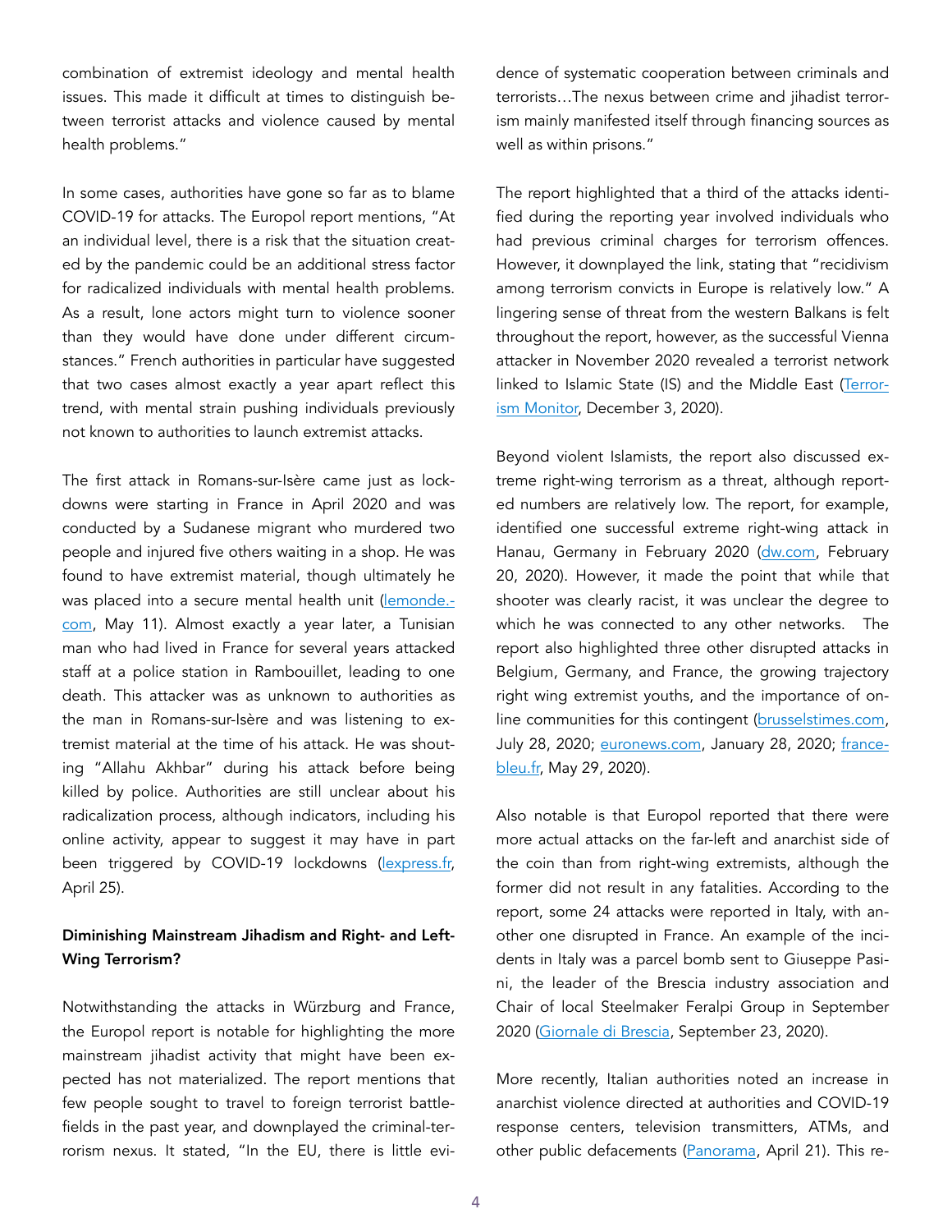combination of extremist ideology and mental health issues. This made it difficult at times to distinguish between terrorist attacks and violence caused by mental health problems."

In some cases, authorities have gone so far as to blame COVID-19 for attacks. The Europol report mentions, "At an individual level, there is a risk that the situation created by the pandemic could be an additional stress factor for radicalized individuals with mental health problems. As a result, lone actors might turn to violence sooner than they would have done under different circumstances." French authorities in particular have suggested that two cases almost exactly a year apart reflect this trend, with mental strain pushing individuals previously not known to authorities to launch extremist attacks.

The first attack in Romans-sur-Isère came just as lockdowns were starting in France in April 2020 and was conducted by a Sudanese migrant who murdered two people and injured five others waiting in a shop. He was found to have extremist material, though ultimately he was placed into a secure mental health unit (lemonde.com, May 11). Almost exactly a year later, a Tunisian man who had lived in France for several years attacked staff at a police station in Rambouillet, leading to one death. This attacker was as unknown to authorities as the man in Romans-sur-Isère and was listening to extremist material at the time of his attack. He was shouting "Allahu Akhbar" during his attack before being killed by police. Authorities are still unclear about his radicalization process, although indicators, including his online activity, appear to suggest it may have in part been triggered by COVID-19 lockdowns (lexpress.fr, April 25).

**Diminishing Mainstream Jihadism and Right- and Left-Wing Terrorism?**

Notwithstanding the attacks in Würzburg and France, the Europol report is notable for highlighting the more mainstream jihadist activity that might have been expected has not materialized. The report mentions that few people sought to travel to foreign terrorist battlefields in the past year, and downplayed the criminal-terrorism nexus. It stated, "In the EU, there is little evidence of systematic cooperation between criminals and terrorists…The nexus between crime and jihadist terrorism mainly manifested itself through financing sources as well as within prisons."

The report highlighted that a third of the attacks identified during the reporting year involved individuals who had previous criminal charges for terrorism offences. However, it downplayed the link, stating that "recidivism among terrorism convicts in Europe is relatively low." A lingering sense of threat from the western Balkans is felt throughout the report, however, as the successful Vienna attacker in November 2020 revealed a terrorist network linked to Islamic State (IS) and the Middle East (Terrorism Monitor, December 3, 2020).

Beyond violent Islamists, the report also discussed extreme right-wing terrorism as a threat, although reported numbers are relatively low. The report, for example, identified one successful extreme right-wing attack in Hanau, Germany in February 2020 (dw.com, February 20, 2020). However, it made the point that while that shooter was clearly racist, it was unclear the degree to which he was connected to any other networks. The report also highlighted three other disrupted attacks in Belgium, Germany, and France, the growing trajectory right wing extremist youths, and the importance of online communities for this contingent (brusselstimes.com, July 28, 2020; euronews.com, January 28, 2020; francebleu.fr, May 29, 2020).

Also notable is that Europol reported that there were more actual attacks on the far-left and anarchist side of the coin than from right-wing extremists, although the former did not result in any fatalities. According to the report, some 24 attacks were reported in Italy, with another one disrupted in France. An example of the incidents in Italy was a parcel bomb sent to Giuseppe Pasini, the leader of the Brescia industry association and Chair of local Steelmaker Feralpi Group in September 2020 (Giornale di Brescia, September 23, 2020).

More recently, Italian authorities noted an increase in anarchist violence directed at authorities and COVID-19 response centers, television transmitters, ATMs, and other public defacements (Panorama, April 21). This re-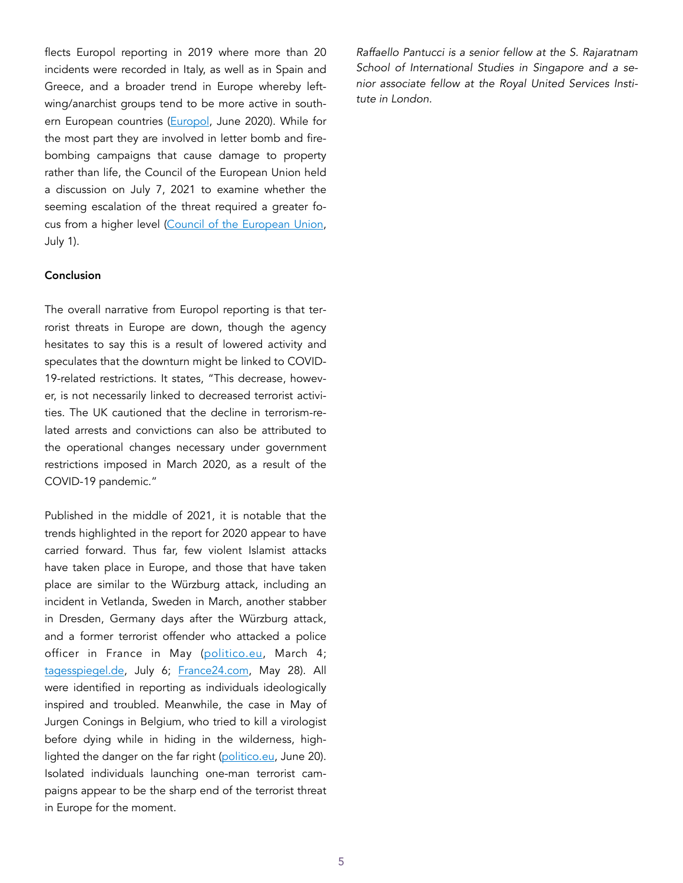flects Europol reporting in 2019 where more than 20 incidents were recorded in Italy, as well as in Spain and Greece, and a broader trend in Europe whereby left-wing/anarchist groups tend to be more active in southern European countries (Europol, June 2020). While for the most part they are involved in letter bomb and firebombing campaigns that cause damage to property rather than life, the Council of the European Union held a discussion on July 7, 2021 to examine whether the seeming escalation of the threat required a greater focus from a higher level (Council of the European Union, July 1).

**Conclusion**

The overall narrative from Europol reporting is that terrorist threats in Europe are down, though the agency hesitates to say this is a result of lowered activity and speculates that the downturn might be linked to COVID-19-related restrictions. It states, "This decrease, however, is not necessarily linked to decreased terrorist activities. The UK cautioned that the decline in terrorism-related arrests and convictions can also be attributed to the operational changes necessary under government restrictions imposed in March 2020, as a result of the COVID-19 pandemic."

Published in the middle of 2021, it is notable that the trends highlighted in the report for 2020 appear to have carried forward. Thus far, few violent Islamist attacks have taken place in Europe, and those that have taken place are similar to the Würzburg attack, including an incident in Vetlanda, Sweden in March, another stabber in Dresden, Germany days after the Würzburg attack, and a former terrorist offender who attacked a police officer in France in May (politico.eu, March 4; tagesspiegel.de, July 6; France24.com, May 28). All were identified in reporting as individuals ideologically inspired and troubled. Meanwhile, the case in May of Jurgen Conings in Belgium, who tried to kill a virologist before dying while in hiding in the wilderness, highlighted the danger on the far right (politico.eu, June 20). Isolated individuals launching one-man terrorist campaigns appear to be the sharp end of the terrorist threat in Europe for the moment.

*Raffaello Pantucci is a senior fellow at the S. Rajaratnam School of International Studies in Singapore and a senior associate fellow at the Royal United Services Institute in London.*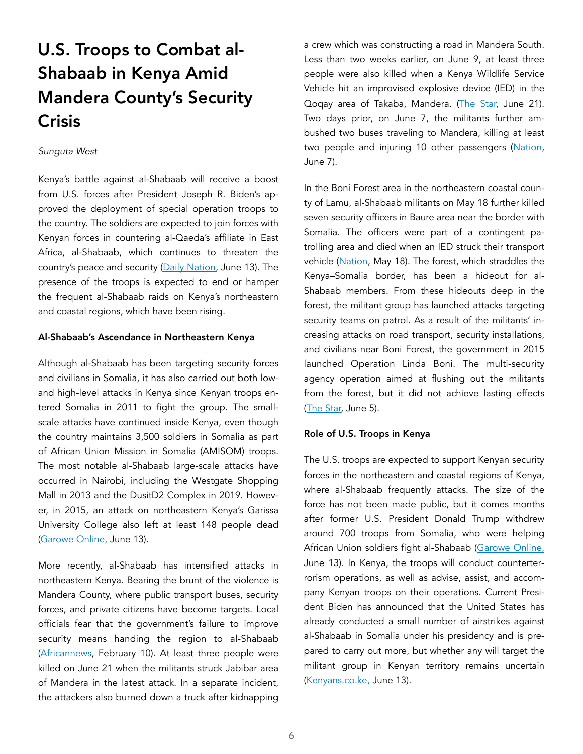# U.S. Troops to Combat al-Shabaab in Kenya Amid Mandera County's Security Crisis

*Sunguta West*

Kenya's battle against al-Shabaab will receive a boost from U.S. forces after President Joseph R. Biden's approved the deployment of special operation troops to the country. The soldiers are expected to join forces with Kenyan forces in countering al-Qaeda's affiliate in East Africa, al-Shabaab, which continues to threaten the country's peace and security (Daily Nation, June 13). The presence of the troops is expected to end or hamper the frequent al-Shabaab raids on Kenya's northeastern and coastal regions, which have been rising.

**Al-Shabaab's Ascendance in Northeastern Kenya**

Although al-Shabaab has been targeting security forces and civilians in Somalia, it has also carried out both low- and high-level attacks in Kenya since Kenyan troops entered Somalia in 2011 to fight the group. The small-scale attacks have continued inside Kenya, even though the country maintains 3,500 soldiers in Somalia as part of African Union Mission in Somalia (AMISOM) troops. The most notable al-Shabaab large-scale attacks have occurred in Nairobi, including the Westgate Shopping Mall in 2013 and the DusitD2 Complex in 2019. However, in 2015, an attack on northeastern Kenya's Garissa University College also left at least 148 people dead (Garowe Online, June 13).

More recently, al-Shabaab has intensified attacks in northeastern Kenya. Bearing the brunt of the violence is Mandera County, where public transport buses, security forces, and private citizens have become targets. Local officials fear that the government's failure to improve security means handing the region to al-Shabaab (Africannews, February 10). At least three people were killed on June 21 when the militants struck Jabibar area of Mandera in the latest attack. In a separate incident, the attackers also burned down a truck after kidnapping a crew which was constructing a road in Mandera South. Less than two weeks earlier, on June 9, at least three people were also killed when a Kenya Wildlife Service Vehicle hit an improvised explosive device (IED) in the Qoqay area of Takaba, Mandera. (The Star, June 21). Two days prior, on June 7, the militants further ambushed two buses traveling to Mandera, killing at least two people and injuring 10 other passengers (Nation, June 7).

In the Boni Forest area in the northeastern coastal county of Lamu, al-Shabaab militants on May 18 further killed seven security officers in Baure area near the border with Somalia. The officers were part of a contingent patrolling area and died when an IED struck their transport vehicle (Nation, May 18). The forest, which straddles the Kenya–Somalia border, has been a hideout for al-Shabaab members. From these hideouts deep in the forest, the militant group has launched attacks targeting security teams on patrol. As a result of the militants' increasing attacks on road transport, security installations, and civilians near Boni Forest, the government in 2015 launched Operation Linda Boni. The multi-security agency operation aimed at flushing out the militants from the forest, but it did not achieve lasting effects (The Star, June 5).

**Role of U.S. Troops in Kenya**

The U.S. troops are expected to support Kenyan security forces in the northeastern and coastal regions of Kenya, where al-Shabaab frequently attacks. The size of the force has not been made public, but it comes months after former U.S. President Donald Trump withdrew around 700 troops from Somalia, who were helping African Union soldiers fight al-Shabaab (Garowe Online, June 13). In Kenya, the troops will conduct counterterrorism operations, as well as advise, assist, and accompany Kenyan troops on their operations. Current President Biden has announced that the United States has already conducted a small number of airstrikes against al-Shabaab in Somalia under his presidency and is prepared to carry out more, but whether any will target the militant group in Kenyan territory remains uncertain (Kenyans.co.ke, June 13).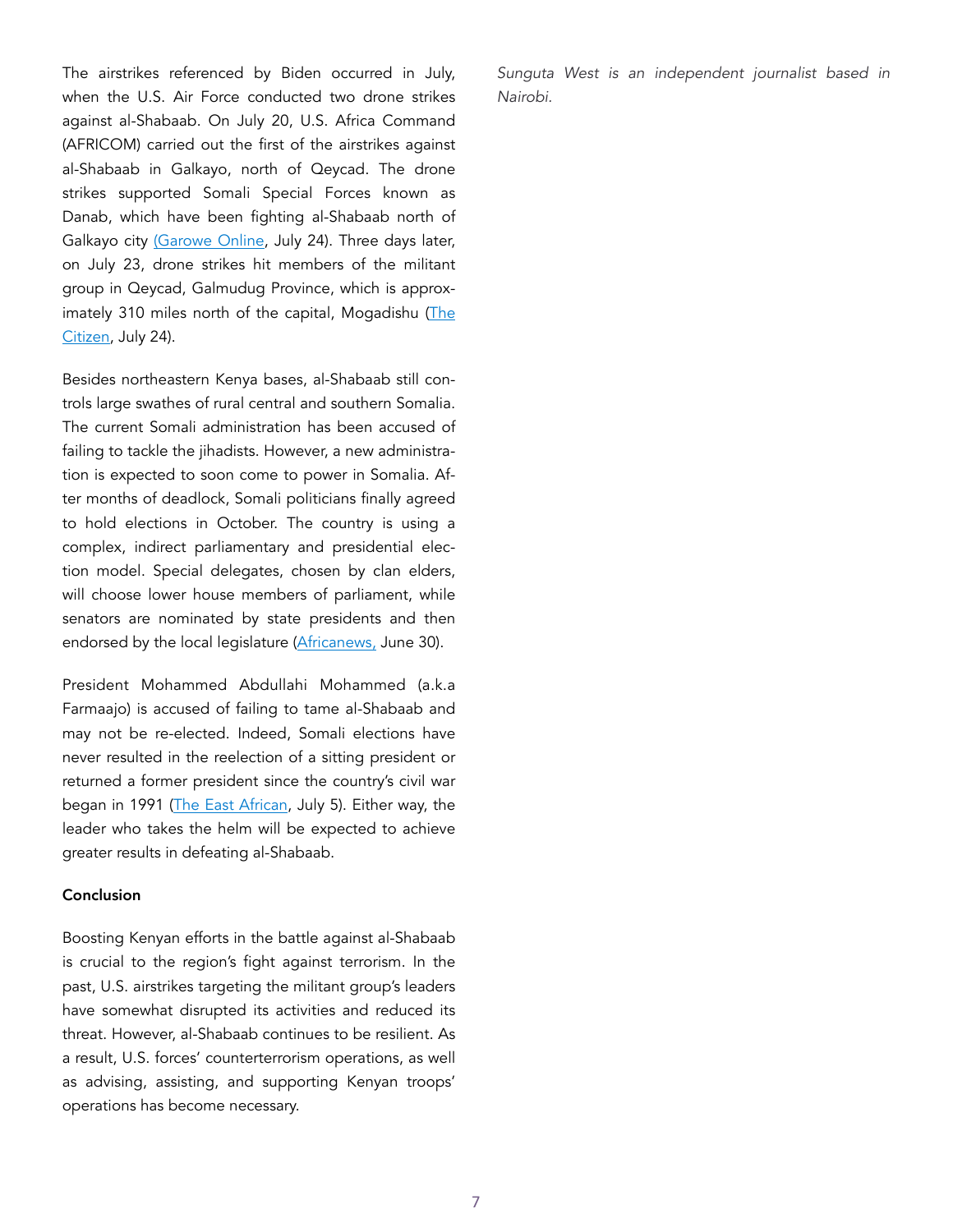The airstrikes referenced by Biden occurred in July, when the U.S. Air Force conducted two drone strikes against al-Shabaab. On July 20, U.S. Africa Command (AFRICOM) carried out the first of the airstrikes against al-Shabaab in Galkayo, north of Qeycad. The drone strikes supported Somali Special Forces known as Danab, which have been fighting al-Shabaab north of Galkayo city (Garowe Online, July 24). Three days later, on July 23, drone strikes hit members of the militant group in Qeycad, Galmudug Province, which is approximately 310 miles north of the capital, Mogadishu (The Citizen, July 24).

Besides northeastern Kenya bases, al-Shabaab still controls large swathes of rural central and southern Somalia. The current Somali administration has been accused of failing to tackle the jihadists. However, a new administration is expected to soon come to power in Somalia. After months of deadlock, Somali politicians finally agreed to hold elections in October. The country is using a complex, indirect parliamentary and presidential election model. Special delegates, chosen by clan elders, will choose lower house members of parliament, while senators are nominated by state presidents and then endorsed by the local legislature (Africanews, June 30).

President Mohammed Abdullahi Mohammed (a.k.a Farmaajo) is accused of failing to tame al-Shabaab and may not be re-elected. Indeed, Somali elections have never resulted in the reelection of a sitting president or returned a former president since the country's civil war began in 1991 (The East African, July 5). Either way, the leader who takes the helm will be expected to achieve greater results in defeating al-Shabaab.

**Conclusion**

Boosting Kenyan efforts in the battle against al-Shabaab is crucial to the region's fight against terrorism. In the past, U.S. airstrikes targeting the militant group's leaders have somewhat disrupted its activities and reduced its threat. However, al-Shabaab continues to be resilient. As a result, U.S. forces' counterterrorism operations, as well as advising, assisting, and supporting Kenyan troops' operations has become necessary.

*Sunguta West is an independent journalist based in Nairobi.*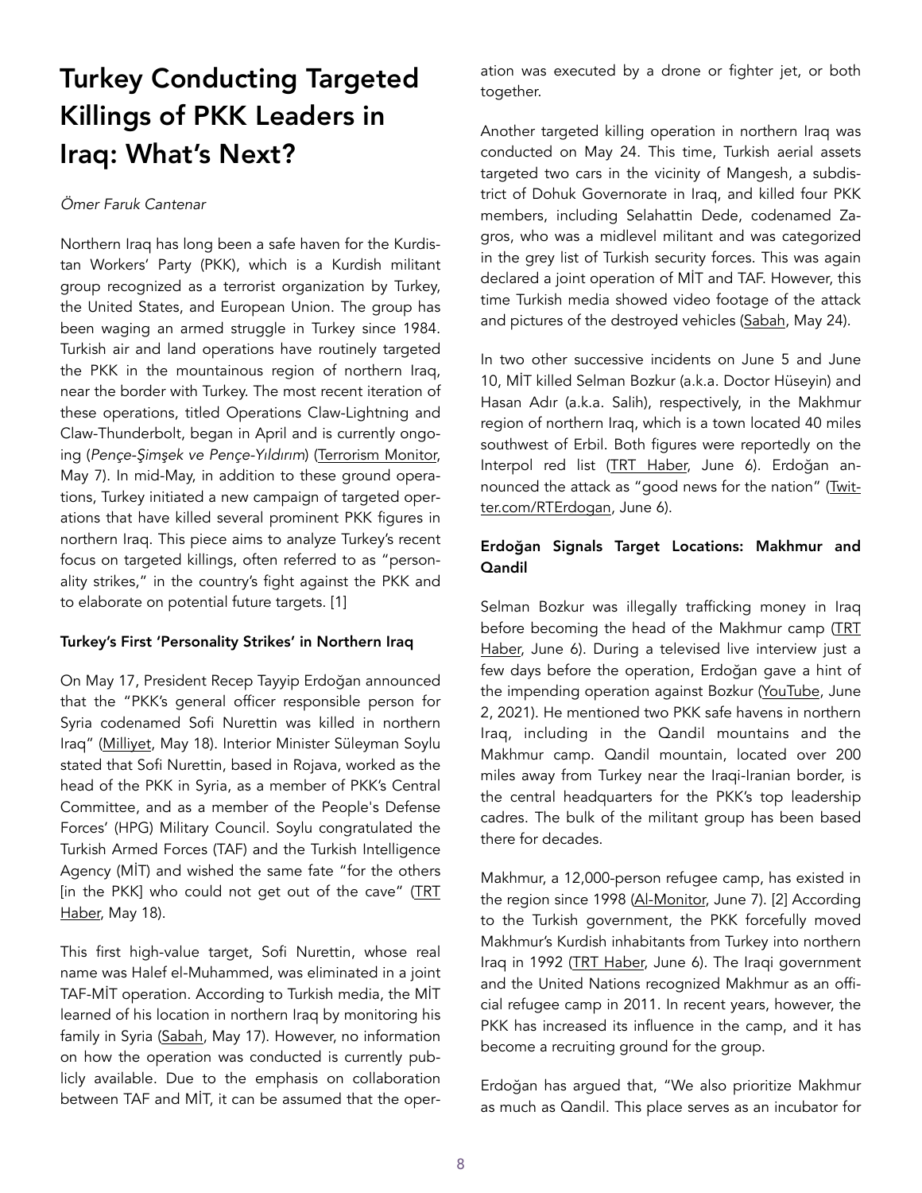# Turkey Conducting Targeted Killings of PKK Leaders in Iraq: What's Next?

*Ömer Faruk Cantenar*

Northern Iraq has long been a safe haven for the Kurdistan Workers' Party (PKK), which is a Kurdish militant group recognized as a terrorist organization by Turkey, the United States, and European Union. The group has been waging an armed struggle in Turkey since 1984. Turkish air and land operations have routinely targeted the PKK in the mountainous region of northern Iraq, near the border with Turkey. The most recent iteration of these operations, titled Operations Claw-Lightning and Claw-Thunderbolt, began in April and is currently ongoing (*Pençe-Şimşek ve Pençe-Yıldırım*) (Terrorism Monitor, May 7). In mid-May, in addition to these ground operations, Turkey initiated a new campaign of targeted operations that have killed several prominent PKK figures in northern Iraq. This piece aims to analyze Turkey's recent focus on targeted killings, often referred to as "personality strikes," in the country's fight against the PKK and to elaborate on potential future targets. [1]

### Turkey's First 'Personality Strikes' in Northern Iraq

On May 17, President Recep Tayyip Erdoğan announced that the "PKK's general officer responsible person for Syria codenamed Sofi Nurettin was killed in northern Iraq" (Milliyet, May 18). Interior Minister Süleyman Soylu stated that Sofi Nurettin, based in Rojava, worked as the head of the PKK in Syria, as a member of PKK's Central Committee, and as a member of the People's Defense Forces' (HPG) Military Council. Soylu congratulated the Turkish Armed Forces (TAF) and the Turkish Intelligence Agency (MİT) and wished the same fate "for the others [in the PKK] who could not get out of the cave" (TRT Haber, May 18).

This first high-value target, Sofi Nurettin, whose real name was Halef el-Muhammed, was eliminated in a joint TAF-MİT operation. According to Turkish media, the MİT learned of his location in northern Iraq by monitoring his family in Syria (Sabah, May 17). However, no information on how the operation was conducted is currently publicly available. Due to the emphasis on collaboration between TAF and MİT, it can be assumed that the operation was executed by a drone or fighter jet, or both together.

Another targeted killing operation in northern Iraq was conducted on May 24. This time, Turkish aerial assets targeted two cars in the vicinity of Mangesh, a subdistrict of Dohuk Governorate in Iraq, and killed four PKK members, including Selahattin Dede, codenamed Zagros, who was a midlevel militant and was categorized in the grey list of Turkish security forces. This was again declared a joint operation of MİT and TAF. However, this time Turkish media showed video footage of the attack and pictures of the destroyed vehicles (Sabah, May 24).

In two other successive incidents on June 5 and June 10, MİT killed Selman Bozkur (a.k.a. Doctor Hüseyin) and Hasan Adır (a.k.a. Salih), respectively, in the Makhmur region of northern Iraq, which is a town located 40 miles southwest of Erbil. Both figures were reportedly on the Interpol red list (TRT Haber, June 6). Erdoğan announced the attack as "good news for the nation" (Twitter.com/RTErdogan, June 6).

### Erdoğan Signals Target Locations: Makhmur and Qandil

Selman Bozkur was illegally trafficking money in Iraq before becoming the head of the Makhmur camp (TRT Haber, June 6). During a televised live interview just a few days before the operation, Erdoğan gave a hint of the impending operation against Bozkur (YouTube, June 2, 2021). He mentioned two PKK safe havens in northern Iraq, including in the Qandil mountains and the Makhmur camp. Qandil mountain, located over 200 miles away from Turkey near the Iraqi-Iranian border, is the central headquarters for the PKK's top leadership cadres. The bulk of the militant group has been based there for decades.

Makhmur, a 12,000-person refugee camp, has existed in the region since 1998 (Al-Monitor, June 7). [2] According to the Turkish government, the PKK forcefully moved Makhmur's Kurdish inhabitants from Turkey into northern Iraq in 1992 (TRT Haber, June 6). The Iraqi government and the United Nations recognized Makhmur as an official refugee camp in 2011. In recent years, however, the PKK has increased its influence in the camp, and it has become a recruiting ground for the group.

Erdoğan has argued that, "We also prioritize Makhmur as much as Qandil. This place serves as an incubator for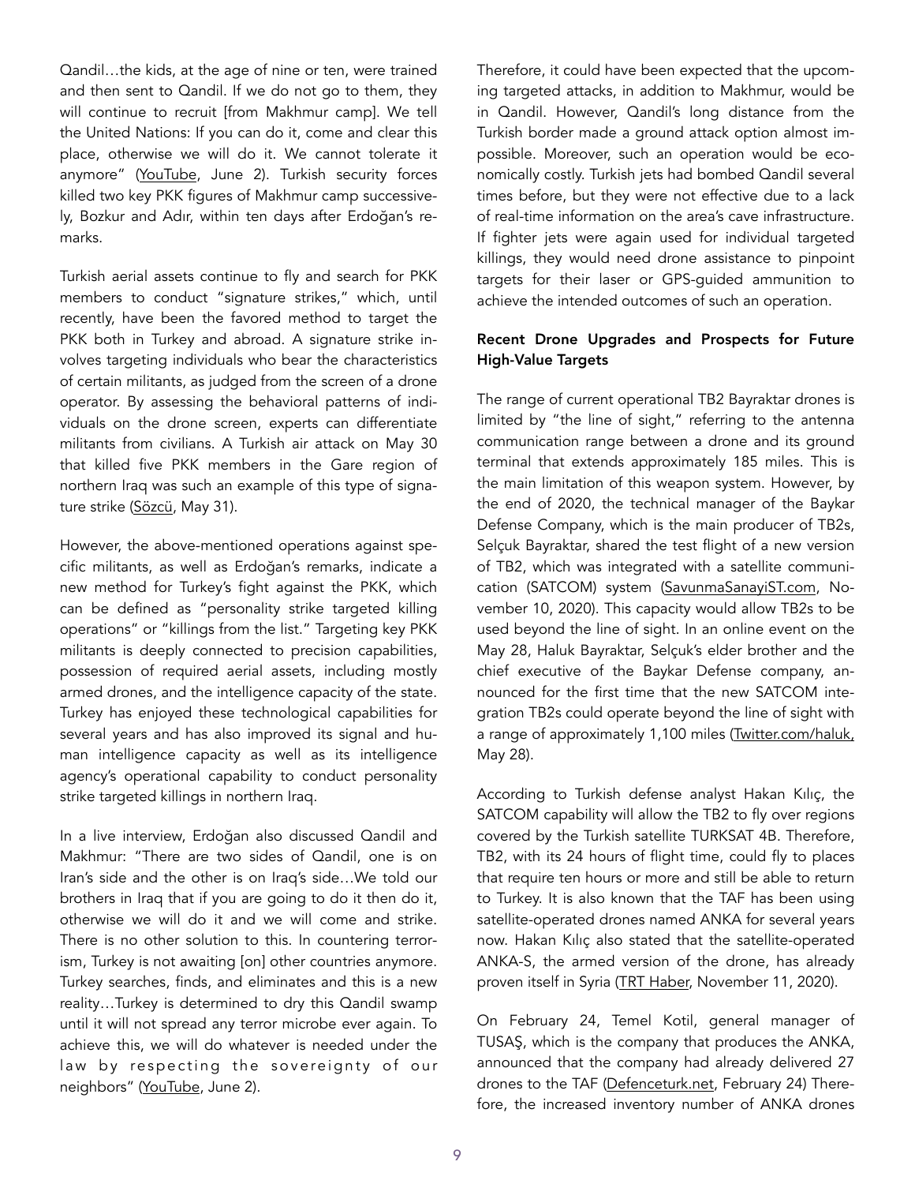Qandil…the kids, at the age of nine or ten, were trained and then sent to Qandil. If we do not go to them, they will continue to recruit [from Makhmur camp]. We tell the United Nations: If you can do it, come and clear this place, otherwise we will do it. We cannot tolerate it anymore" (YouTube, June 2). Turkish security forces killed two key PKK figures of Makhmur camp successively, Bozkur and Adır, within ten days after Erdoğan's remarks.

Turkish aerial assets continue to fly and search for PKK members to conduct "signature strikes," which, until recently, have been the favored method to target the PKK both in Turkey and abroad. A signature strike involves targeting individuals who bear the characteristics of certain militants, as judged from the screen of a drone operator. By assessing the behavioral patterns of individuals on the drone screen, experts can differentiate militants from civilians. A Turkish air attack on May 30 that killed five PKK members in the Gare region of northern Iraq was such an example of this type of signature strike (Sözcü, May 31).

However, the above-mentioned operations against specific militants, as well as Erdoğan's remarks, indicate a new method for Turkey's fight against the PKK, which can be defined as "personality strike targeted killing operations" or "killings from the list." Targeting key PKK militants is deeply connected to precision capabilities, possession of required aerial assets, including mostly armed drones, and the intelligence capacity of the state. Turkey has enjoyed these technological capabilities for several years and has also improved its signal and human intelligence capacity as well as its intelligence agency's operational capability to conduct personality strike targeted killings in northern Iraq.

In a live interview, Erdoğan also discussed Qandil and Makhmur: "There are two sides of Qandil, one is on Iran's side and the other is on Iraq's side…We told our brothers in Iraq that if you are going to do it then do it, otherwise we will do it and we will come and strike. There is no other solution to this. In countering terrorism, Turkey is not awaiting [on] other countries anymore. Turkey searches, finds, and eliminates and this is a new reality…Turkey is determined to dry this Qandil swamp until it will not spread any terror microbe ever again. To achieve this, we will do whatever is needed under the law by respecting the sovereignty of our neighbors" (YouTube, June 2).

Therefore, it could have been expected that the upcoming targeted attacks, in addition to Makhmur, would be in Qandil. However, Qandil's long distance from the Turkish border made a ground attack option almost impossible. Moreover, such an operation would be economically costly. Turkish jets had bombed Qandil several times before, but they were not effective due to a lack of real-time information on the area's cave infrastructure. If fighter jets were again used for individual targeted killings, they would need drone assistance to pinpoint targets for their laser or GPS-guided ammunition to achieve the intended outcomes of such an operation.

## Recent Drone Upgrades and Prospects for Future High-Value Targets

The range of current operational TB2 Bayraktar drones is limited by "the line of sight," referring to the antenna communication range between a drone and its ground terminal that extends approximately 185 miles. This is the main limitation of this weapon system. However, by the end of 2020, the technical manager of the Baykar Defense Company, which is the main producer of TB2s, Selçuk Bayraktar, shared the test flight of a new version of TB2, which was integrated with a satellite communication (SATCOM) system (SavunmaSanayiST.com, November 10, 2020). This capacity would allow TB2s to be used beyond the line of sight. In an online event on the May 28, Haluk Bayraktar, Selçuk's elder brother and the chief executive of the Baykar Defense company, announced for the first time that the new SATCOM integration TB2s could operate beyond the line of sight with a range of approximately 1,100 miles (Twitter.com/haluk, May 28).

According to Turkish defense analyst Hakan Kılıç, the SATCOM capability will allow the TB2 to fly over regions covered by the Turkish satellite TURKSAT 4B. Therefore, TB2, with its 24 hours of flight time, could fly to places that require ten hours or more and still be able to return to Turkey. It is also known that the TAF has been using satellite-operated drones named ANKA for several years now. Hakan Kılıç also stated that the satellite-operated ANKA-S, the armed version of the drone, has already proven itself in Syria (TRT Haber, November 11, 2020).

On February 24, Temel Kotil, general manager of TUSAŞ, which is the company that produces the ANKA, announced that the company had already delivered 27 drones to the TAF (Defenceturk.net, February 24) Therefore, the increased inventory number of ANKA drones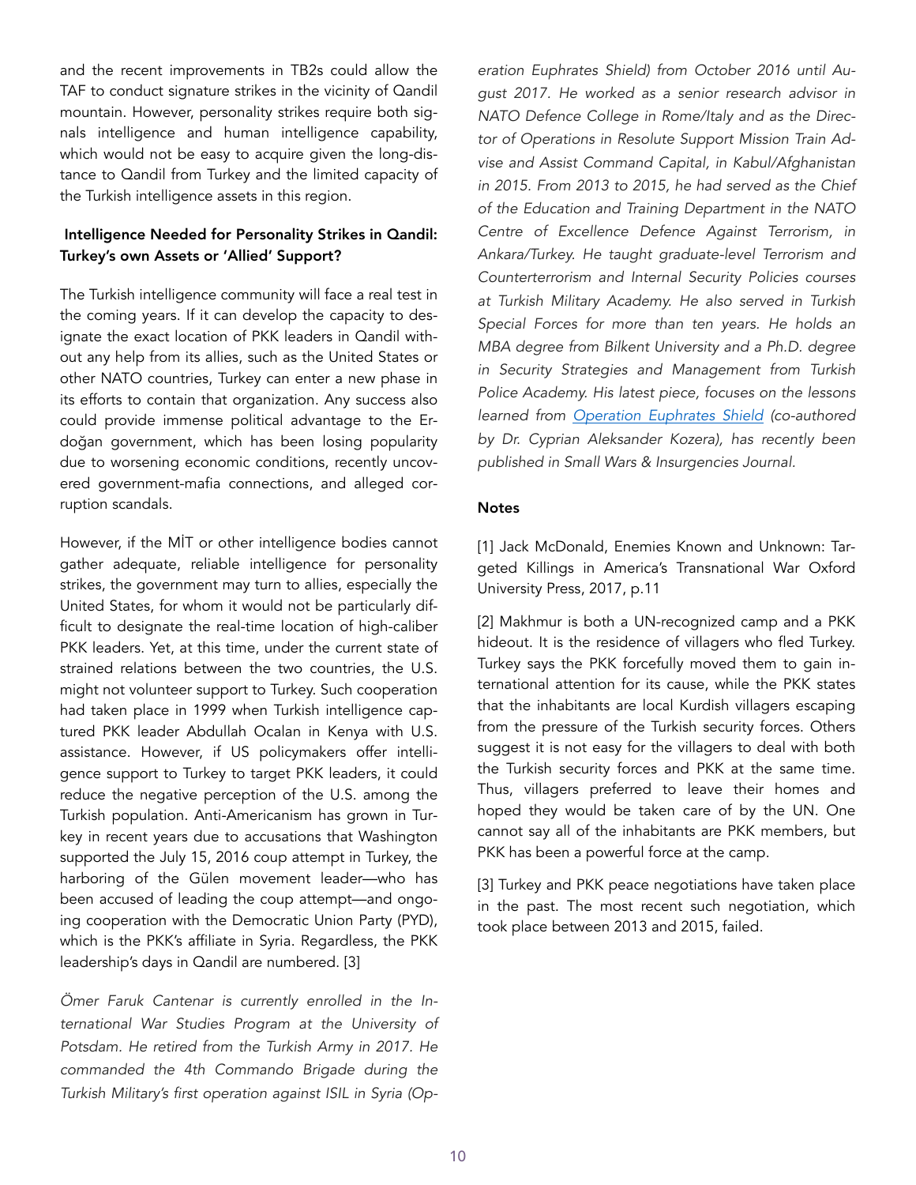and the recent improvements in TB2s could allow the TAF to conduct signature strikes in the vicinity of Qandil mountain. However, personality strikes require both signals intelligence and human intelligence capability, which would not be easy to acquire given the long-distance to Qandil from Turkey and the limited capacity of the Turkish intelligence assets in this region.

## Intelligence Needed for Personality Strikes in Qandil: Turkey's own Assets or 'Allied' Support?

The Turkish intelligence community will face a real test in the coming years. If it can develop the capacity to designate the exact location of PKK leaders in Qandil without any help from its allies, such as the United States or other NATO countries, Turkey can enter a new phase in its efforts to contain that organization. Any success also could provide immense political advantage to the Erdoğan government, which has been losing popularity due to worsening economic conditions, recently uncovered government-mafia connections, and alleged corruption scandals.

However, if the MİT or other intelligence bodies cannot gather adequate, reliable intelligence for personality strikes, the government may turn to allies, especially the United States, for whom it would not be particularly difficult to designate the real-time location of high-caliber PKK leaders. Yet, at this time, under the current state of strained relations between the two countries, the U.S. might not volunteer support to Turkey. Such cooperation had taken place in 1999 when Turkish intelligence captured PKK leader Abdullah Ocalan in Kenya with U.S. assistance. However, if US policymakers offer intelligence support to Turkey to target PKK leaders, it could reduce the negative perception of the U.S. among the Turkish population. Anti-Americanism has grown in Turkey in recent years due to accusations that Washington supported the July 15, 2016 coup attempt in Turkey, the harboring of the Gülen movement leader—who has been accused of leading the coup attempt—and ongoing cooperation with the Democratic Union Party (PYD), which is the PKK's affiliate in Syria. Regardless, the PKK leadership's days in Qandil are numbered. [3]

*Ömer Faruk Cantenar is currently enrolled in the International War Studies Program at the University of Potsdam. He retired from the Turkish Army in 2017. He commanded the 4th Commando Brigade during the Turkish Military's first operation against ISIL in Syria (Operation Euphrates Shield) from October 2016 until August 2017. He worked as a senior research advisor in NATO Defence College in Rome/Italy and as the Director of Operations in Resolute Support Mission Train Advise and Assist Command Capital, in Kabul/Afghanistan in 2015. From 2013 to 2015, he had served as the Chief of the Education and Training Department in the NATO Centre of Excellence Defence Against Terrorism, in Ankara/Turkey. He taught graduate-level Terrorism and Counterterrorism and Internal Security Policies courses at Turkish Military Academy. He also served in Turkish Special Forces for more than ten years. He holds an MBA degree from Bilkent University and a Ph.D. degree in Security Strategies and Management from Turkish Police Academy. His latest piece, focuses on the lessons learned from Operation Euphrates Shield (co-authored by Dr. Cyprian Aleksander Kozera), has recently been published in Small Wars & Insurgencies Journal.*

## Notes

[1] Jack McDonald, Enemies Known and Unknown: Targeted Killings in America's Transnational War Oxford University Press, 2017, p.11

[2] Makhmur is both a UN-recognized camp and a PKK hideout. It is the residence of villagers who fled Turkey. Turkey says the PKK forcefully moved them to gain international attention for its cause, while the PKK states that the inhabitants are local Kurdish villagers escaping from the pressure of the Turkish security forces. Others suggest it is not easy for the villagers to deal with both the Turkish security forces and PKK at the same time. Thus, villagers preferred to leave their homes and hoped they would be taken care of by the UN. One cannot say all of the inhabitants are PKK members, but PKK has been a powerful force at the camp.

[3] Turkey and PKK peace negotiations have taken place in the past. The most recent such negotiation, which took place between 2013 and 2015, failed.